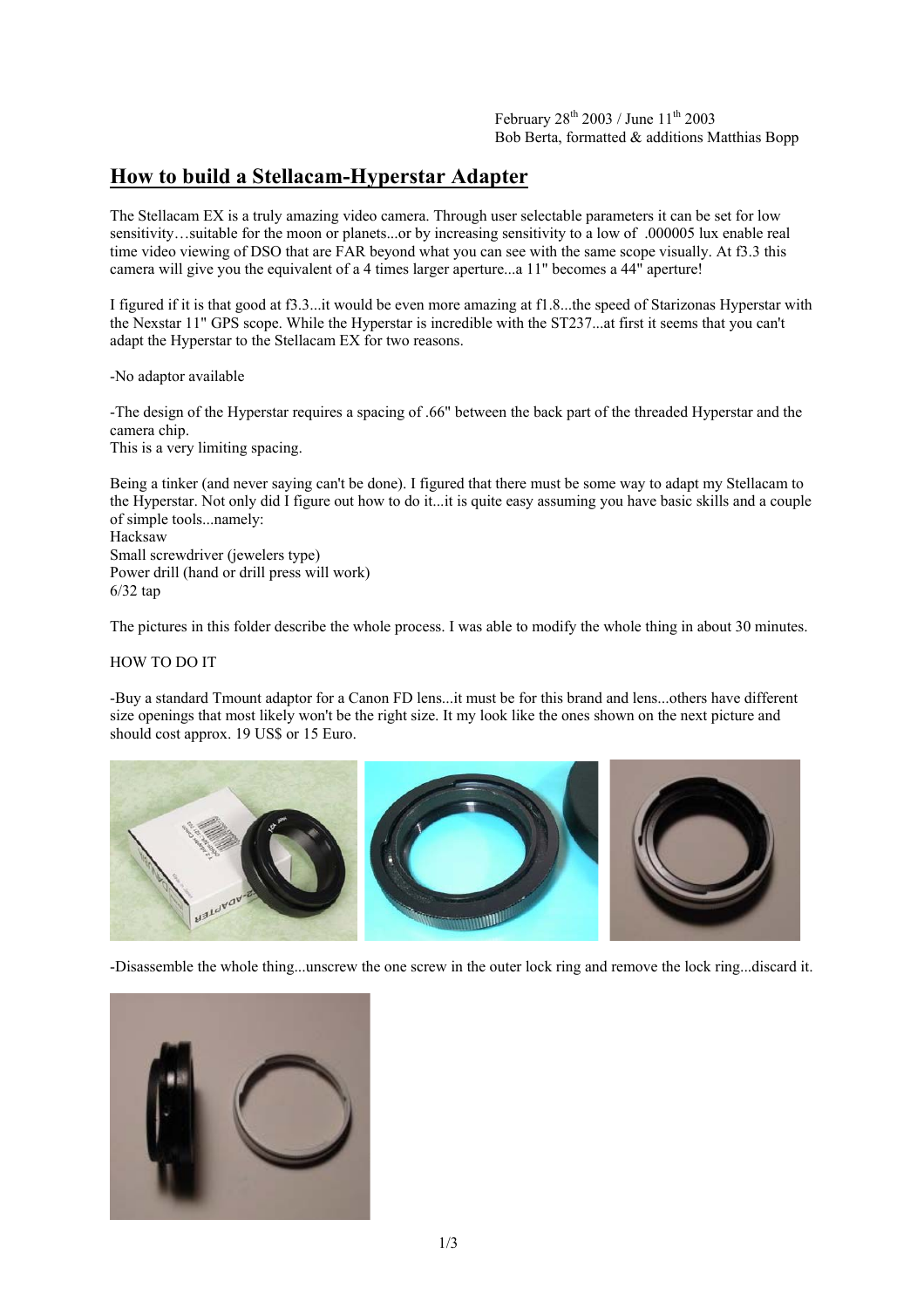February 28th 2003 / June 11th 2003
Bob Berta, formatted & additions Matthias Bopp

# How to build a Stellacam-Hyperstar Adapter

The Stellacam EX is a truly amazing video camera. Through user selectable parameters it can be set for low sensitivity…suitable for the moon or planets...or by increasing sensitivity to a low of .000005 lux enable real time video viewing of DSO that are FAR beyond what you can see with the same scope visually. At f3.3 this camera will give you the equivalent of a 4 times larger aperture...a 11" becomes a 44" aperture!

I figured if it is that good at f3.3...it would be even more amazing at f1.8...the speed of Starizonas Hyperstar with the Nexstar 11" GPS scope. While the Hyperstar is incredible with the ST237...at first it seems that you can't adapt the Hyperstar to the Stellacam EX for two reasons.

-No adaptor available

-The design of the Hyperstar requires a spacing of .66" between the back part of the threaded Hyperstar and the camera chip.
This is a very limiting spacing.

Being a tinker (and never saying can't be done). I figured that there must be some way to adapt my Stellacam to the Hyperstar. Not only did I figure out how to do it...it is quite easy assuming you have basic skills and a couple of simple tools...namely:
Hacksaw
Small screwdriver (jewelers type)
Power drill (hand or drill press will work)
6/32 tap

The pictures in this folder describe the whole process. I was able to modify the whole thing in about 30 minutes.

HOW TO DO IT

-Buy a standard Tmount adaptor for a Canon FD lens...it must be for this brand and lens...others have different size openings that most likely won't be the right size. It my look like the ones shown on the next picture and should cost approx. 19 US$ or 15 Euro.

-Disassemble the whole thing...unscrew the one screw in the outer lock ring and remove the lock ring...discard it.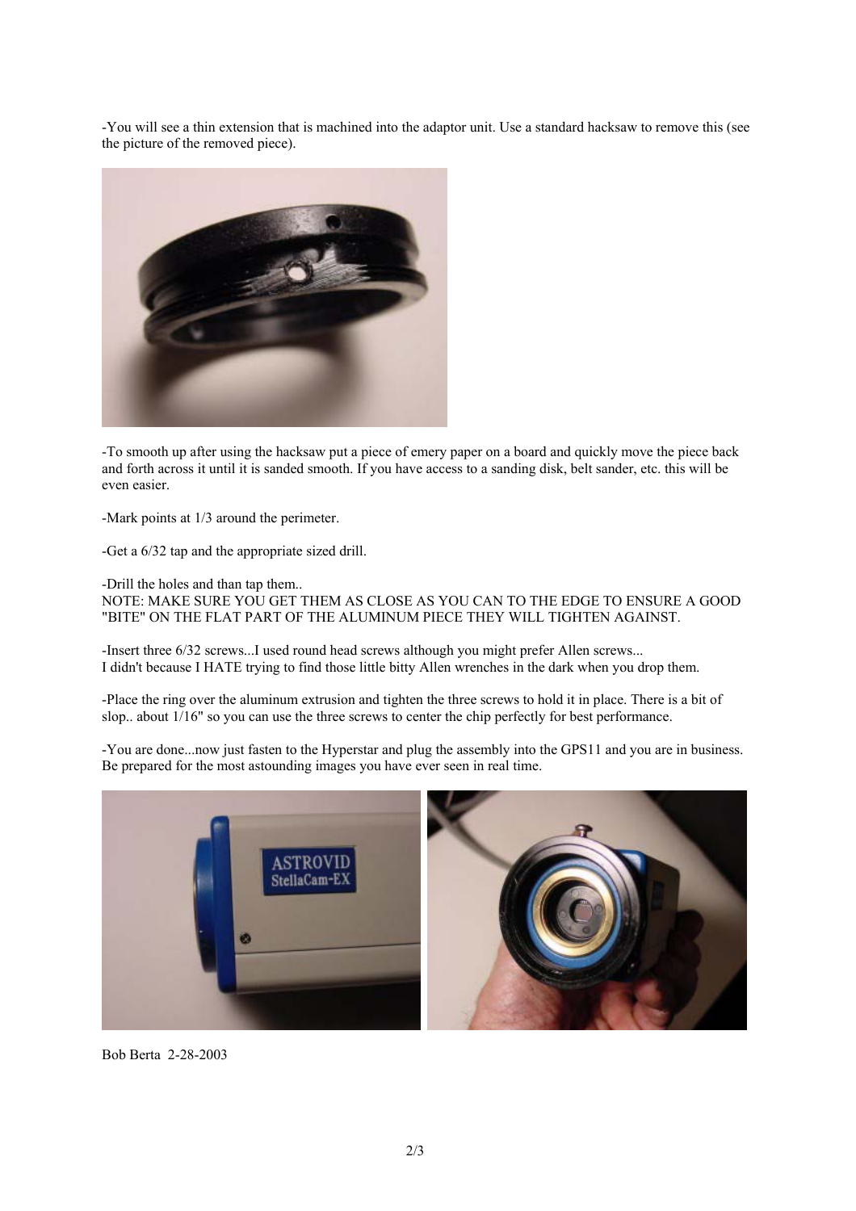-You will see a thin extension that is machined into the adaptor unit. Use a standard hacksaw to remove this (see the picture of the removed piece).

-To smooth up after using the hacksaw put a piece of emery paper on a board and quickly move the piece back and forth across it until it is sanded smooth. If you have access to a sanding disk, belt sander, etc. this will be even easier.

-Mark points at 1/3 around the perimeter.

-Get a 6/32 tap and the appropriate sized drill.

-Drill the holes and than tap them..
NOTE: MAKE SURE YOU GET THEM AS CLOSE AS YOU CAN TO THE EDGE TO ENSURE A GOOD "BITE" ON THE FLAT PART OF THE ALUMINUM PIECE THEY WILL TIGHTEN AGAINST.

-Insert three 6/32 screws...I used round head screws although you might prefer Allen screws...
I didn't because I HATE trying to find those little bitty Allen wrenches in the dark when you drop them.

-Place the ring over the aluminum extrusion and tighten the three screws to hold it in place. There is a bit of slop.. about 1/16" so you can use the three screws to center the chip perfectly for best performance.

-You are done...now just fasten to the Hyperstar and plug the assembly into the GPS11 and you are in business. Be prepared for the most astounding images you have ever seen in real time.

Bob Berta 2-28-2003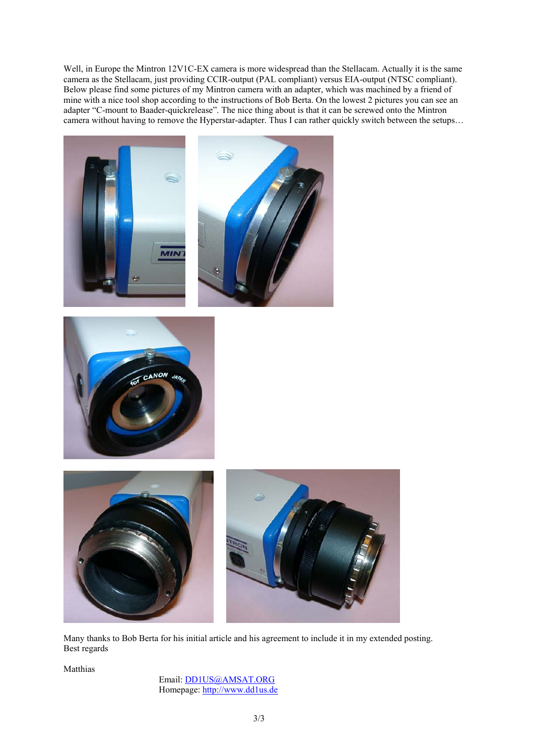Well, in Europe the Mintron 12V1C-EX camera is more widespread than the Stellacam. Actually it is the same camera as the Stellacam, just providing CCIR-output (PAL compliant) versus EIA-output (NTSC compliant). Below please find some pictures of my Mintron camera with an adapter, which was machined by a friend of mine with a nice tool shop according to the instructions of Bob Berta. On the lowest 2 pictures you can see an adapter "C-mount to Baader-quickrelease". The nice thing about is that it can be screwed onto the Mintron camera without having to remove the Hyperstar-adapter. Thus I can rather quickly switch between the setups…

Many thanks to Bob Berta for his initial article and his agreement to include it in my extended posting.
Best regards

Matthias

Email: DD1US@AMSAT.ORG
Homepage: http://www.dd1us.de